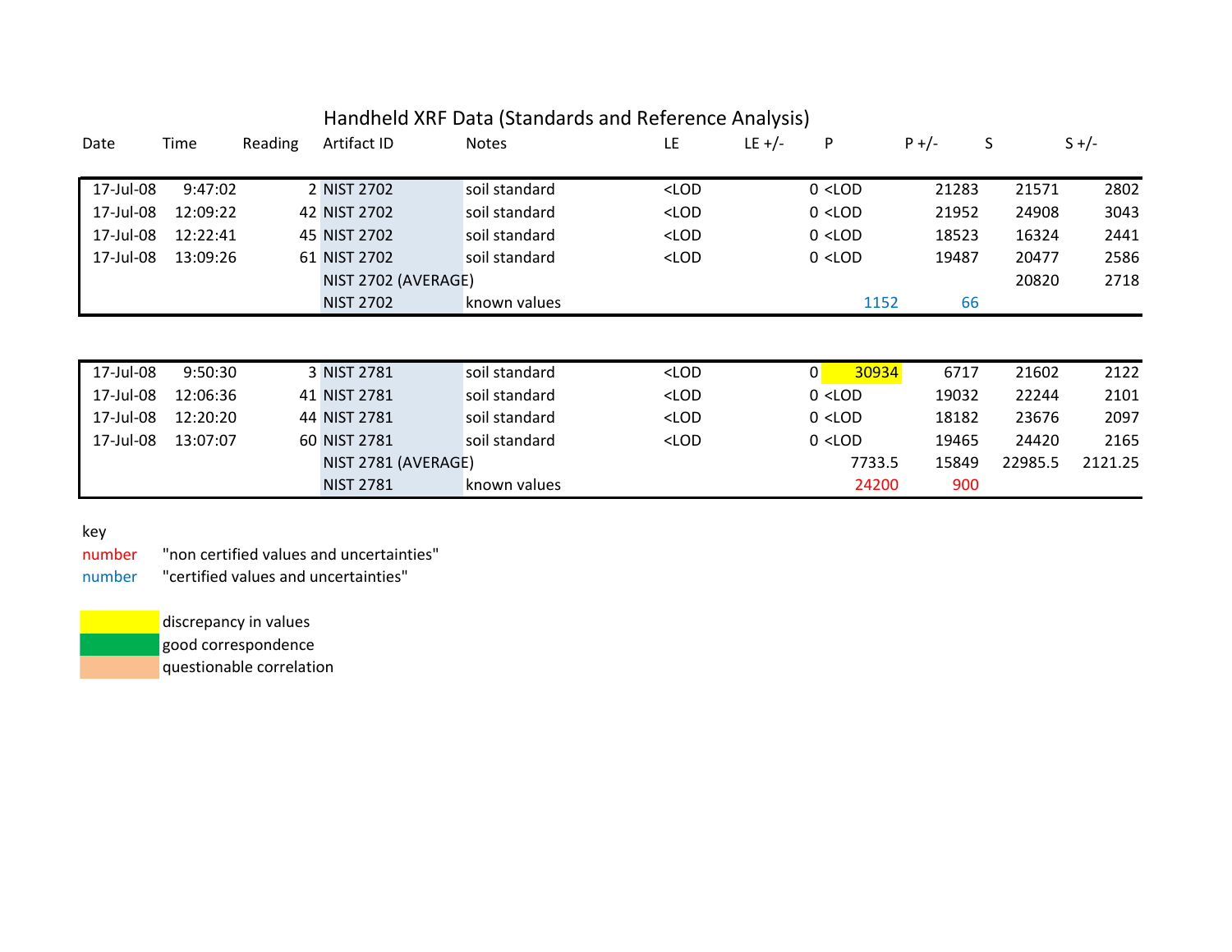# Handheld XRF Data (Standards and Reference Analysis)

| Date | Time | Reading | Artifact ID | Notes | LE | LE +/- | P | P +/- | S | S +/- |
|---|---|---|---|---|---|---|---|---|---|---|
| 17-Jul-08 | 9:47:02 | 2 | NIST 2702 | soil standard | <LOD | 0 | <LOD | 21283 | 21571 | 2802 |
| 17-Jul-08 | 12:09:22 | 42 | NIST 2702 | soil standard | <LOD | 0 | <LOD | 21952 | 24908 | 3043 |
| 17-Jul-08 | 12:22:41 | 45 | NIST 2702 | soil standard | <LOD | 0 | <LOD | 18523 | 16324 | 2441 |
| 17-Jul-08 | 13:09:26 | 61 | NIST 2702 | soil standard | <LOD | 0 | <LOD | 19487 | 20477 | 2586 |
| | | | NIST 2702 (AVERAGE) | | | | | | 20820 | 2718 |
| | | | NIST 2702 | known values | | | 1152 | 66 | | |

| Date | Time | Reading | Artifact ID | Notes | LE | LE +/- | P | P +/- | S | S +/- |
|---|---|---|---|---|---|---|---|---|---|---|
| 17-Jul-08 | 9:50:30 | 3 | NIST 2781 | soil standard | <LOD | 0 | 30934 | 6717 | 21602 | 2122 |
| 17-Jul-08 | 12:06:36 | 41 | NIST 2781 | soil standard | <LOD | 0 | <LOD | 19032 | 22244 | 2101 |
| 17-Jul-08 | 12:20:20 | 44 | NIST 2781 | soil standard | <LOD | 0 | <LOD | 18182 | 23676 | 2097 |
| 17-Jul-08 | 13:07:07 | 60 | NIST 2781 | soil standard | <LOD | 0 | <LOD | 19465 | 24420 | 2165 |
| | | | NIST 2781 (AVERAGE) | | | | 7733.5 | 15849 | 22985.5 | 2121.25 |
| | | | NIST 2781 | known values | | | 24200 | 900 | | |

key

| | |
|---|---|
| number (red) | "non certified values and uncertainties" |
| number (blue) | "certified values and uncertainties" |

| | |
|---|---|
| (yellow) | discrepancy in values |
| (green) | good correspondence |
| (orange) | questionable correlation |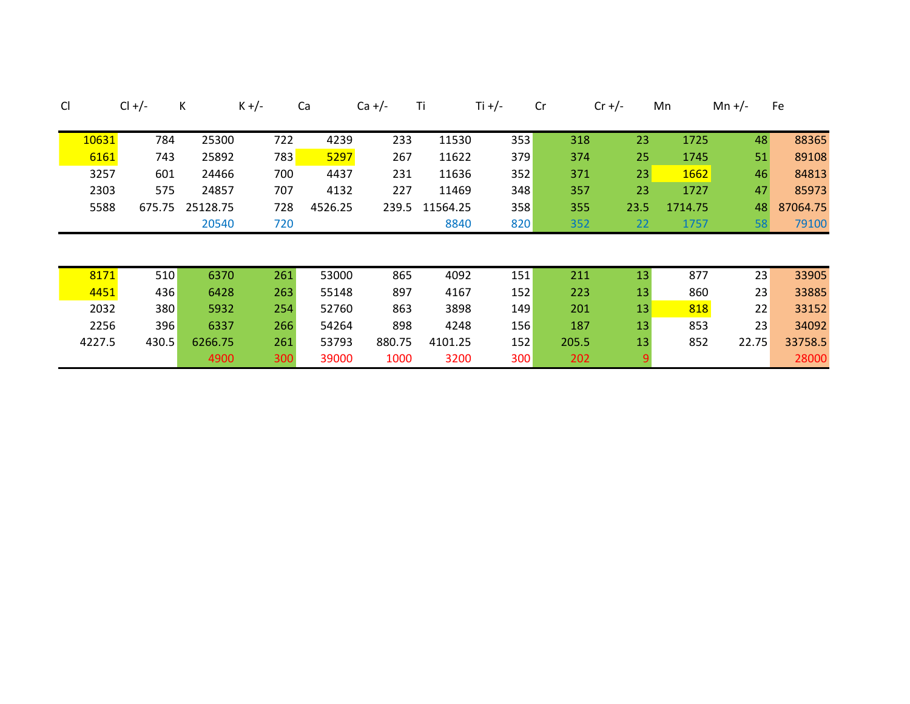| Cl | Cl +/- | K | K +/- | Ca | Ca +/- | Ti | Ti +/- | Cr | Cr +/- | Mn | Mn +/- | Fe |
|---|---|---|---|---|---|---|---|---|---|---|---|---|
| 10631 | 784 | 25300 | 722 | 4239 | 233 | 11530 | 353 | 318 | 23 | 1725 | 48 | 88365 |
| 6161 | 743 | 25892 | 783 | 5297 | 267 | 11622 | 379 | 374 | 25 | 1745 | 51 | 89108 |
| 3257 | 601 | 24466 | 700 | 4437 | 231 | 11636 | 352 | 371 | 23 | 1662 | 46 | 84813 |
| 2303 | 575 | 24857 | 707 | 4132 | 227 | 11469 | 348 | 357 | 23 | 1727 | 47 | 85973 |
| 5588 | 675.75 | 25128.75 | 728 | 4526.25 | 239.5 | 11564.25 | 358 | 355 | 23.5 | 1714.75 | 48 | 87064.75 |
| | | 20540 | 720 | | | 8840 | 820 | 352 | 22 | 1757 | 58 | 79100 |
| | | | | | | | | | | | | |
| 8171 | 510 | 6370 | 261 | 53000 | 865 | 4092 | 151 | 211 | 13 | 877 | 23 | 33905 |
| 4451 | 436 | 6428 | 263 | 55148 | 897 | 4167 | 152 | 223 | 13 | 860 | 23 | 33885 |
| 2032 | 380 | 5932 | 254 | 52760 | 863 | 3898 | 149 | 201 | 13 | 818 | 22 | 33152 |
| 2256 | 396 | 6337 | 266 | 54264 | 898 | 4248 | 156 | 187 | 13 | 853 | 23 | 34092 |
| 4227.5 | 430.5 | 6266.75 | 261 | 53793 | 880.75 | 4101.25 | 152 | 205.5 | 13 | 852 | 22.75 | 33758.5 |
| | | 4900 | 300 | 39000 | 1000 | 3200 | 300 | 202 | 9 | | | 28000 |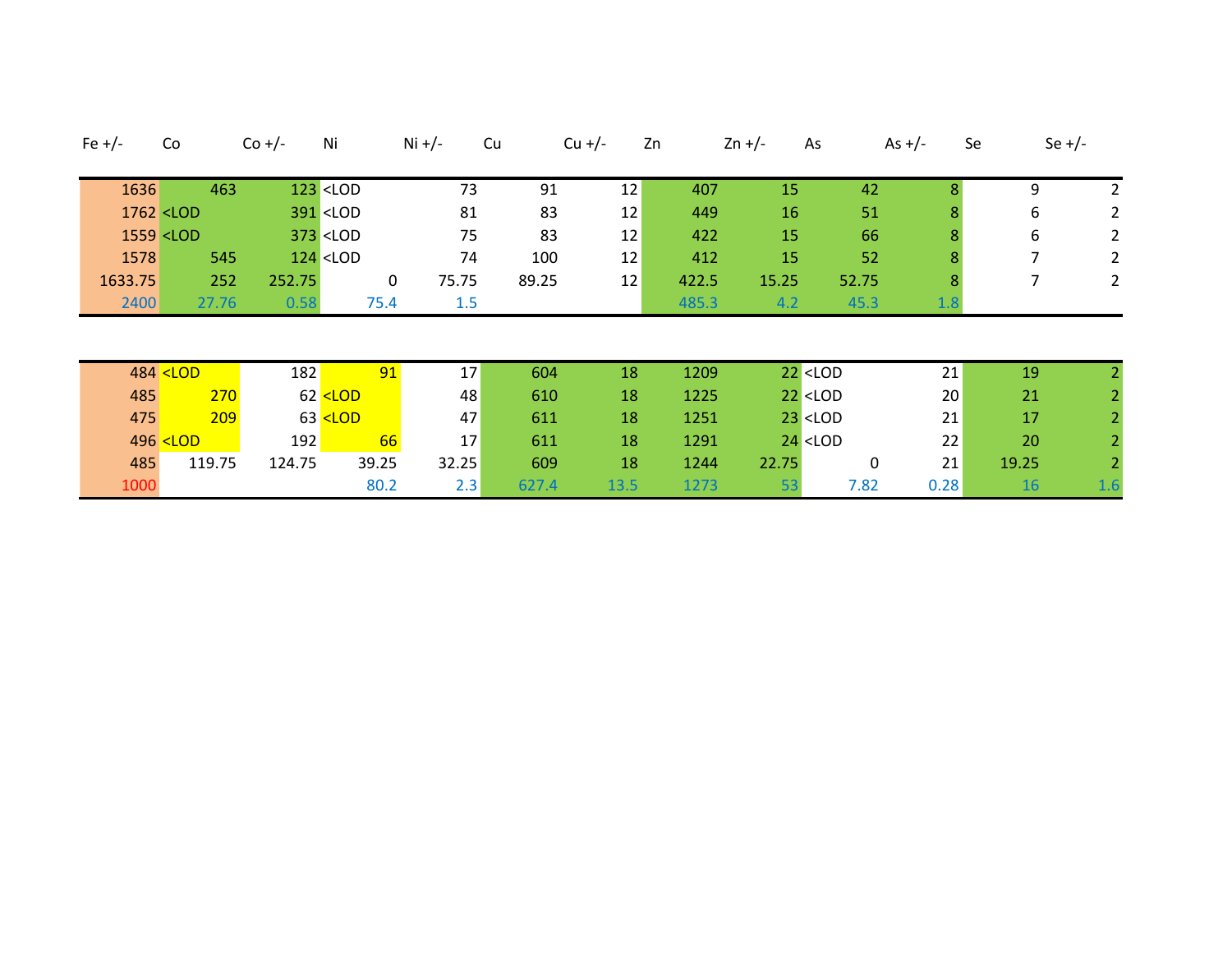| Fe +/- | Co | Co +/- | Ni | Ni +/- | Cu | Cu +/- | Zn | Zn +/- | As | As +/- | Se | Se +/- |
|---|---|---|---|---|---|---|---|---|---|---|---|---|
| 1636 | 463 | 123 | <LOD | 73 | 91 | 12 | 407 | 15 | 42 | 8 | 9 | 2 |
| 1762 | <LOD | 391 | <LOD | 81 | 83 | 12 | 449 | 16 | 51 | 8 | 6 | 2 |
| 1559 | <LOD | 373 | <LOD | 75 | 83 | 12 | 422 | 15 | 66 | 8 | 6 | 2 |
| 1578 | 545 | 124 | <LOD | 74 | 100 | 12 | 412 | 15 | 52 | 8 | 7 | 2 |
| 1633.75 | 252 | 252.75 | 0 | 75.75 | 89.25 | 12 | 422.5 | 15.25 | 52.75 | 8 | 7 | 2 |
| 2400 | 27.76 | 0.58 | 75.4 | 1.5 | | | 485.3 | 4.2 | 45.3 | 1.8 | | |

| Fe +/- | Co | Co +/- | Ni | Ni +/- | Cu | Cu +/- | Zn | Zn +/- | As | As +/- | Se | Se +/- |
|---|---|---|---|---|---|---|---|---|---|---|---|---|
| 484 | <LOD | 182 | 91 | 17 | 604 | 18 | 1209 | 22 | <LOD | 21 | 19 | 2 |
| 485 | 270 | 62 | <LOD | 48 | 610 | 18 | 1225 | 22 | <LOD | 20 | 21 | 2 |
| 475 | 209 | 63 | <LOD | 47 | 611 | 18 | 1251 | 23 | <LOD | 21 | 17 | 2 |
| 496 | <LOD | 192 | 66 | 17 | 611 | 18 | 1291 | 24 | <LOD | 22 | 20 | 2 |
| 485 | 119.75 | 124.75 | 39.25 | 32.25 | 609 | 18 | 1244 | 22.75 | 0 | 21 | 19.25 | 2 |
| 1000 | | | 80.2 | 2.3 | 627.4 | 13.5 | 1273 | 53 | 7.82 | 0.28 | 16 | 1.6 |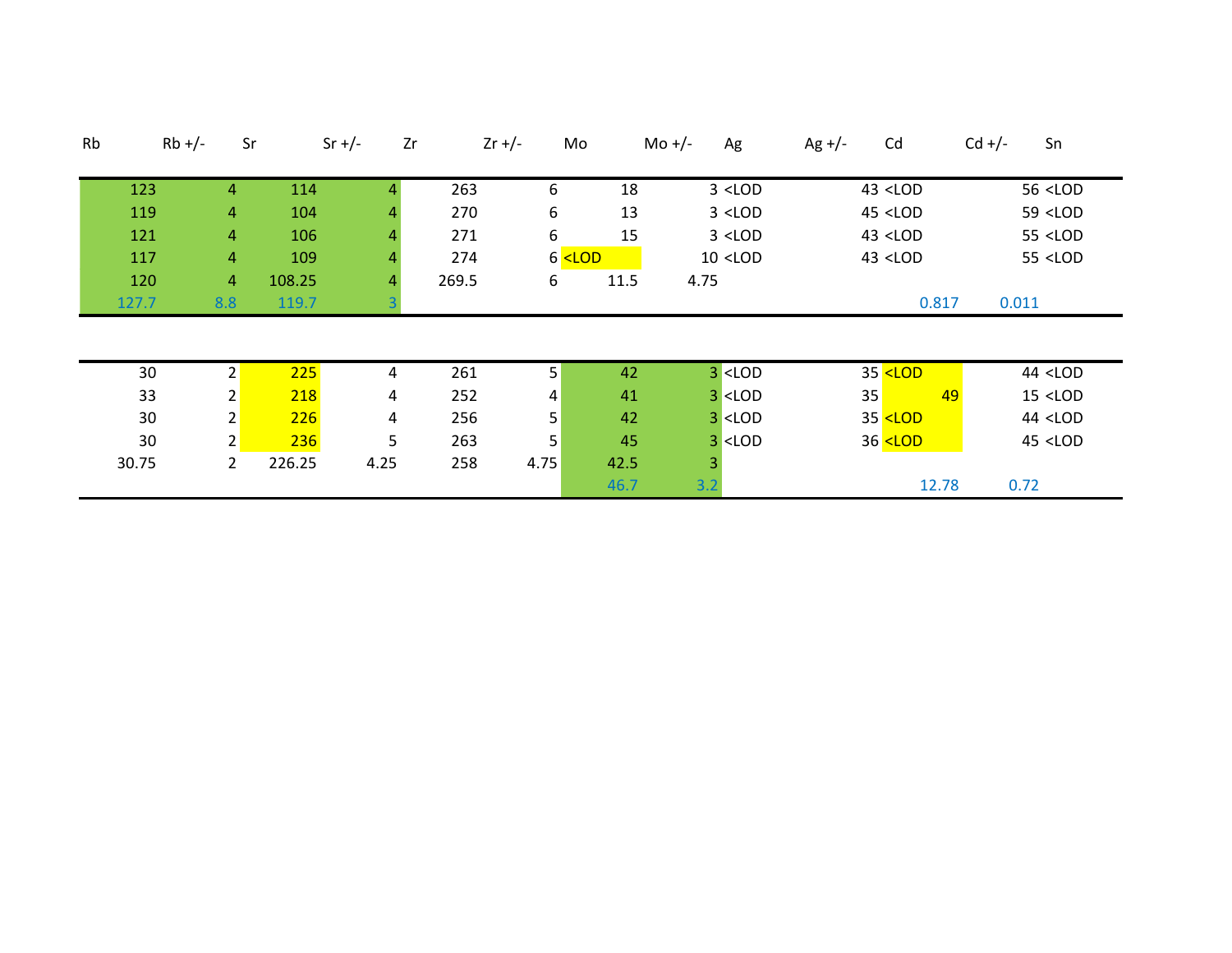| Rb | Rb +/- | Sr | Sr +/- | Zr | Zr +/- | Mo | Mo +/- | Ag | Ag +/- | Cd | Cd +/- | Sn |
|---|---|---|---|---|---|---|---|---|---|---|---|---|
| 123 | 4 | 114 | 4 | 263 | 6 | 18 | 3 | <LOD | 43 | <LOD | 56 | <LOD |
| 119 | 4 | 104 | 4 | 270 | 6 | 13 | 3 | <LOD | 45 | <LOD | 59 | <LOD |
| 121 | 4 | 106 | 4 | 271 | 6 | 15 | 3 | <LOD | 43 | <LOD | 55 | <LOD |
| 117 | 4 | 109 | 4 | 274 | 6 | <LOD | 10 | <LOD | 43 | <LOD | 55 | <LOD |
| 120 | 4 | 108.25 | 4 | 269.5 | 6 | 11.5 | 4.75 | | | | | |
| 127.7 | 8.8 | 119.7 | 3 | | | | | | | 0.817 | 0.011 | |
| | | | | | | | | | | | | |
| 30 | 2 | 225 | 4 | 261 | 5 | 42 | 3 | <LOD | 35 | <LOD | 44 | <LOD |
| 33 | 2 | 218 | 4 | 252 | 4 | 41 | 3 | <LOD | 35 | 49 | 15 | <LOD |
| 30 | 2 | 226 | 4 | 256 | 5 | 42 | 3 | <LOD | 35 | <LOD | 44 | <LOD |
| 30 | 2 | 236 | 5 | 263 | 5 | 45 | 3 | <LOD | 36 | <LOD | 45 | <LOD |
| 30.75 | 2 | 226.25 | 4.25 | 258 | 4.75 | 42.5 | 3 | | | | | |
| | | | | | | 46.7 | 3.2 | | | 12.78 | 0.72 | |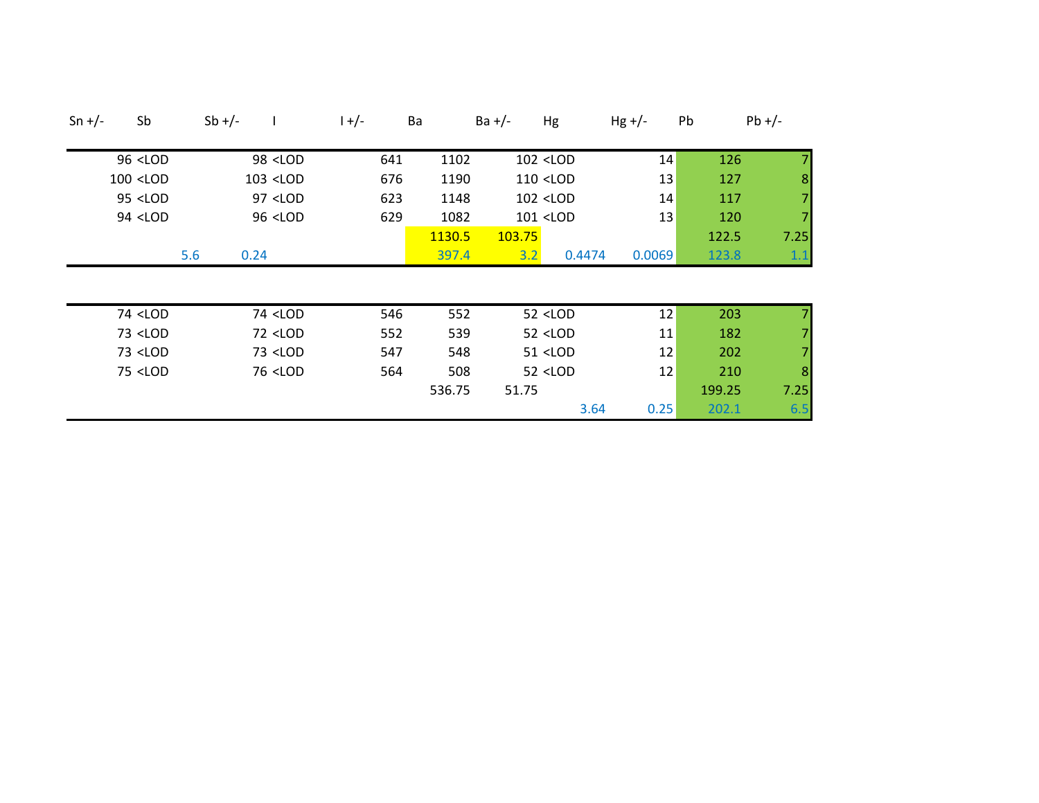| Sn +/- | Sb | Sb +/- | I | I +/- | Ba | Ba +/- | Hg | Hg +/- | Pb | Pb +/- |
|---|---|---|---|---|---|---|---|---|---|---|
| 96 | <LOD | 98 | <LOD | 641 | 1102 | 102 | <LOD | 14 | 126 | 7 |
| 100 | <LOD | 103 | <LOD | 676 | 1190 | 110 | <LOD | 13 | 127 | 8 |
| 95 | <LOD | 97 | <LOD | 623 | 1148 | 102 | <LOD | 14 | 117 | 7 |
| 94 | <LOD | 96 | <LOD | 629 | 1082 | 101 | <LOD | 13 | 120 | 7 |
| | | | | | 1130.5 | 103.75 | | | 122.5 | 7.25 |
| | 5.6 | 0.24 | | | 397.4 | 3.2 | 0.4474 | 0.0069 | 123.8 | 1.1 |

| | | | | | | | | | | |
|---|---|---|---|---|---|---|---|---|---|---|
| 74 | <LOD | 74 | <LOD | 546 | 552 | 52 | <LOD | 12 | 203 | 7 |
| 73 | <LOD | 72 | <LOD | 552 | 539 | 52 | <LOD | 11 | 182 | 7 |
| 73 | <LOD | 73 | <LOD | 547 | 548 | 51 | <LOD | 12 | 202 | 7 |
| 75 | <LOD | 76 | <LOD | 564 | 508 | 52 | <LOD | 12 | 210 | 8 |
| | | | | | 536.75 | 51.75 | | | 199.25 | 7.25 |
| | | | | | | | 3.64 | 0.25 | 202.1 | 6.5 |